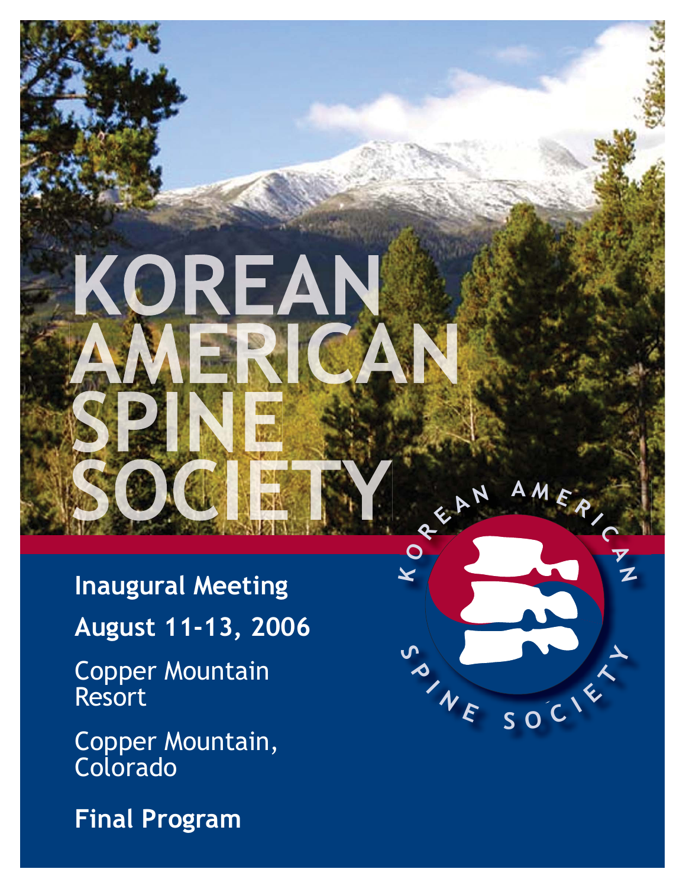# KOREAN AMERICAN SPINE SOCIETY

**Inaugural Meeting**

**August 11-13, 2006**

Copper Mountain Resort

Copper Mountain, Colorado

**Final Program**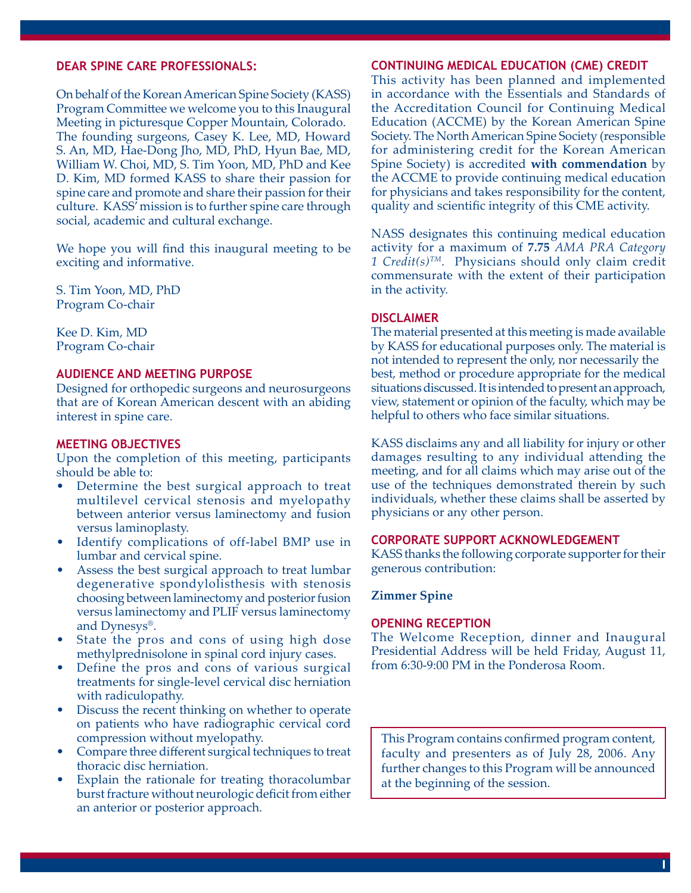## DEAR SPINE CARE PROFESSIONALS:

On behalf of the Korean American Spine Society (KASS) Program Committee we welcome you to this Inaugural Meeting in picturesque Copper Mountain, Colorado. The founding surgeons, Casey K. Lee, MD, Howard S. An, MD, Hae-Dong Jho, MD, PhD, Hyun Bae, MD, William W. Choi, MD, S. Tim Yoon, MD, PhD and Kee D. Kim, MD formed KASS to share their passion for spine care and promote and share their passion for their culture. KASS' mission is to further spine care through social, academic and cultural exchange.

We hope you will find this inaugural meeting to be exciting and informative.

S. Tim Yoon, MD, PhD
Program Co-chair

Kee D. Kim, MD
Program Co-chair

## AUDIENCE AND MEETING PURPOSE

Designed for orthopedic surgeons and neurosurgeons that are of Korean American descent with an abiding interest in spine care.

## MEETING OBJECTIVES

Upon the completion of this meeting, participants should be able to:

- Determine the best surgical approach to treat multilevel cervical stenosis and myelopathy between anterior versus laminectomy and fusion versus laminoplasty.
- Identify complications of off-label BMP use in lumbar and cervical spine.
- Assess the best surgical approach to treat lumbar degenerative spondylolisthesis with stenosis choosing between laminectomy and posterior fusion versus laminectomy and PLIF versus laminectomy and Dynesys®.
- State the pros and cons of using high dose methylprednisolone in spinal cord injury cases.
- Define the pros and cons of various surgical treatments for single-level cervical disc herniation with radiculopathy.
- Discuss the recent thinking on whether to operate on patients who have radiographic cervical cord compression without myelopathy.
- Compare three different surgical techniques to treat thoracic disc herniation.
- Explain the rationale for treating thoracolumbar burst fracture without neurologic deficit from either an anterior or posterior approach.

## CONTINUING MEDICAL EDUCATION (CME) CREDIT

This activity has been planned and implemented in accordance with the Essentials and Standards of the Accreditation Council for Continuing Medical Education (ACCME) by the Korean American Spine Society. The North American Spine Society (responsible for administering credit for the Korean American Spine Society) is accredited **with commendation** by the ACCME to provide continuing medical education for physicians and takes responsibility for the content, quality and scientific integrity of this CME activity.

NASS designates this continuing medical education activity for a maximum of **7.75** *AMA PRA Category 1 Credit(s)™*. Physicians should only claim credit commensurate with the extent of their participation in the activity.

## DISCLAIMER

The material presented at this meeting is made available by KASS for educational purposes only. The material is not intended to represent the only, nor necessarily the best, method or procedure appropriate for the medical situations discussed. It is intended to present an approach, view, statement or opinion of the faculty, which may be helpful to others who face similar situations.

KASS disclaims any and all liability for injury or other damages resulting to any individual attending the meeting, and for all claims which may arise out of the use of the techniques demonstrated therein by such individuals, whether these claims shall be asserted by physicians or any other person.

## CORPORATE SUPPORT ACKNOWLEDGEMENT

KASS thanks the following corporate supporter for their generous contribution:

**Zimmer Spine**

## OPENING RECEPTION

The Welcome Reception, dinner and Inaugural Presidential Address will be held Friday, August 11, from 6:30-9:00 PM in the Ponderosa Room.

This Program contains confirmed program content, faculty and presenters as of July 28, 2006. Any further changes to this Program will be announced at the beginning of the session.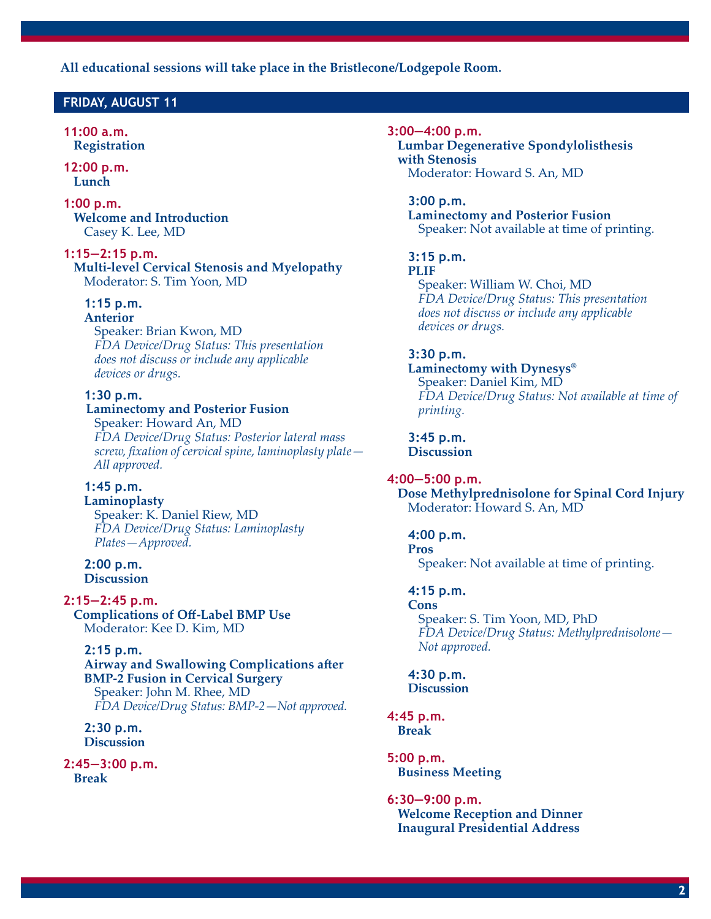**All educational sessions will take place in the Bristlecone/Lodgepole Room.**

## FRIDAY, AUGUST 11

**11:00 a.m.**
**Registration**

**12:00 p.m.**
**Lunch**

**1:00 p.m.**
**Welcome and Introduction**
Casey K. Lee, MD

**1:15—2:15 p.m.**
**Multi-level Cervical Stenosis and Myelopathy**
Moderator: S. Tim Yoon, MD

**1:15 p.m.**
**Anterior**
Speaker: Brian Kwon, MD
*FDA Device/Drug Status: This presentation does not discuss or include any applicable devices or drugs.*

**1:30 p.m.**
**Laminectomy and Posterior Fusion**
Speaker: Howard An, MD
*FDA Device/Drug Status: Posterior lateral mass screw, fixation of cervical spine, laminoplasty plate—All approved.*

**1:45 p.m.**
**Laminoplasty**
Speaker: K. Daniel Riew, MD
*FDA Device/Drug Status: Laminoplasty Plates—Approved.*

**2:00 p.m.**
**Discussion**

**2:15—2:45 p.m.**
**Complications of Off-Label BMP Use**
Moderator: Kee D. Kim, MD

**2:15 p.m.**
**Airway and Swallowing Complications after BMP-2 Fusion in Cervical Surgery**
Speaker: John M. Rhee, MD
*FDA Device/Drug Status: BMP-2—Not approved.*

**2:30 p.m.**
**Discussion**

**2:45—3:00 p.m.**
**Break**

**3:00—4:00 p.m.**
**Lumbar Degenerative Spondylolisthesis with Stenosis**
Moderator: Howard S. An, MD

**3:00 p.m.**
**Laminectomy and Posterior Fusion**
Speaker: Not available at time of printing.

**3:15 p.m.**
**PLIF**
Speaker: William W. Choi, MD
*FDA Device/Drug Status: This presentation does not discuss or include any applicable devices or drugs.*

**3:30 p.m.**
**Laminectomy with Dynesys®**
Speaker: Daniel Kim, MD
*FDA Device/Drug Status: Not available at time of printing.*

**3:45 p.m.**
**Discussion**

**4:00—5:00 p.m.**
**Dose Methylprednisolone for Spinal Cord Injury**
Moderator: Howard S. An, MD

**4:00 p.m.**
**Pros**
Speaker: Not available at time of printing.

**4:15 p.m.**
**Cons**
Speaker: S. Tim Yoon, MD, PhD
*FDA Device/Drug Status: Methylprednisolone—Not approved.*

**4:30 p.m.**
**Discussion**

**4:45 p.m.**
**Break**

**5:00 p.m.**
**Business Meeting**

**6:30—9:00 p.m.**
**Welcome Reception and Dinner**
**Inaugural Presidential Address**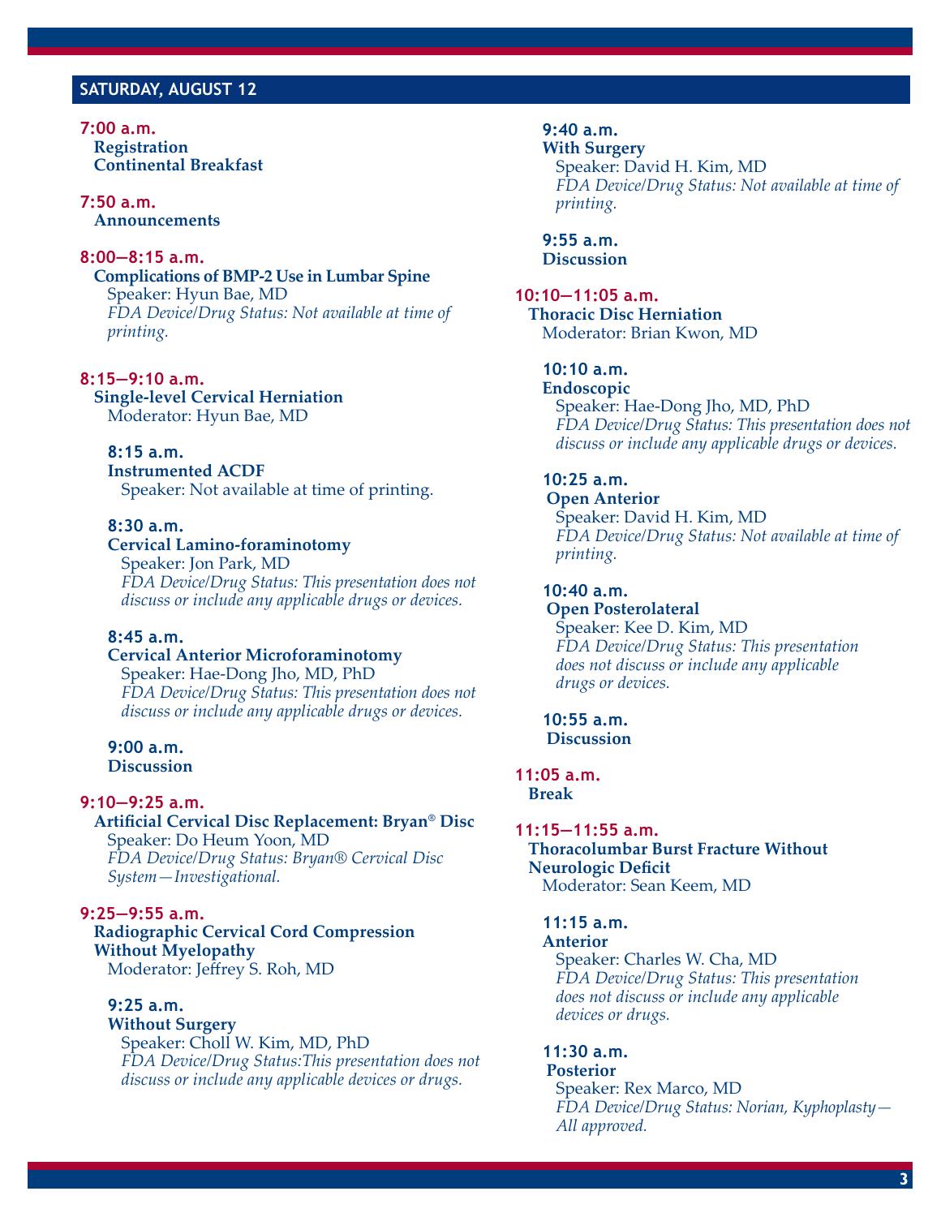## SATURDAY, AUGUST 12

**7:00 a.m.**
**Registration**
**Continental Breakfast**

**7:50 a.m.**
**Announcements**

**8:00—8:15 a.m.**
**Complications of BMP-2 Use in Lumbar Spine**
Speaker: Hyun Bae, MD
*FDA Device/Drug Status: Not available at time of printing.*

**8:15—9:10 a.m.**
**Single-level Cervical Herniation**
Moderator: Hyun Bae, MD

**8:15 a.m.**
**Instrumented ACDF**
Speaker: Not available at time of printing.

**8:30 a.m.**
**Cervical Lamino-foraminotomy**
Speaker: Jon Park, MD
*FDA Device/Drug Status: This presentation does not discuss or include any applicable drugs or devices.*

**8:45 a.m.**
**Cervical Anterior Microforaminotomy**
Speaker: Hae-Dong Jho, MD, PhD
*FDA Device/Drug Status: This presentation does not discuss or include any applicable drugs or devices.*

**9:00 a.m.**
**Discussion**

**9:10—9:25 a.m.**
**Artificial Cervical Disc Replacement: Bryan® Disc**
Speaker: Do Heum Yoon, MD
*FDA Device/Drug Status: Bryan® Cervical Disc System—Investigational.*

**9:25—9:55 a.m.**
**Radiographic Cervical Cord Compression Without Myelopathy**
Moderator: Jeffrey S. Roh, MD

**9:25 a.m.**
**Without Surgery**
Speaker: Choll W. Kim, MD, PhD
*FDA Device/Drug Status:This presentation does not discuss or include any applicable devices or drugs.*

**9:40 a.m.**
**With Surgery**
Speaker: David H. Kim, MD
*FDA Device/Drug Status: Not available at time of printing.*

**9:55 a.m.**
**Discussion**

**10:10—11:05 a.m.**
**Thoracic Disc Herniation**
Moderator: Brian Kwon, MD

**10:10 a.m.**
**Endoscopic**
Speaker: Hae-Dong Jho, MD, PhD
*FDA Device/Drug Status: This presentation does not discuss or include any applicable drugs or devices.*

**10:25 a.m.**
**Open Anterior**
Speaker: David H. Kim, MD
*FDA Device/Drug Status: Not available at time of printing.*

**10:40 a.m.**
**Open Posterolateral**
Speaker: Kee D. Kim, MD
*FDA Device/Drug Status: This presentation does not discuss or include any applicable drugs or devices.*

**10:55 a.m.**
**Discussion**

**11:05 a.m.**
**Break**

**11:15—11:55 a.m.**
**Thoracolumbar Burst Fracture Without Neurologic Deficit**
Moderator: Sean Keem, MD

**11:15 a.m.**
**Anterior**
Speaker: Charles W. Cha, MD
*FDA Device/Drug Status: This presentation does not discuss or include any applicable devices or drugs.*

**11:30 a.m.**
**Posterior**
Speaker: Rex Marco, MD
*FDA Device/Drug Status: Norian, Kyphoplasty—All approved.*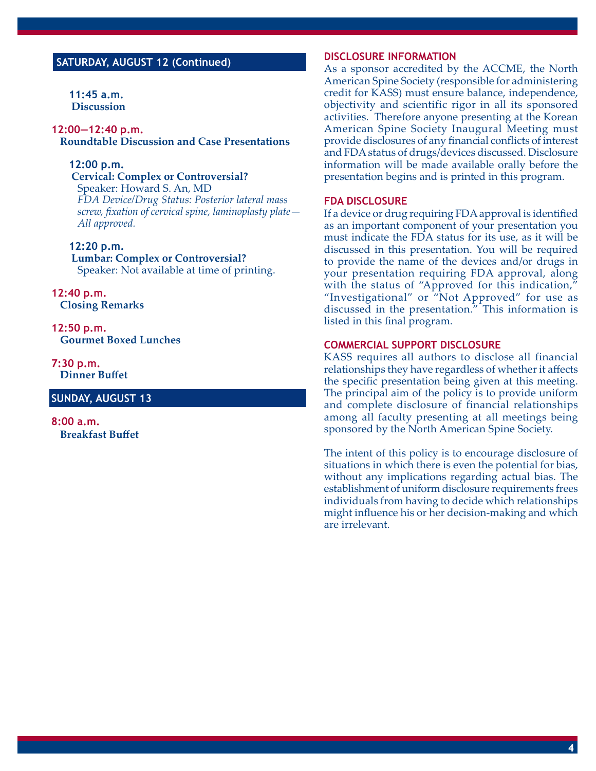## SATURDAY, AUGUST 12 (Continued)

**11:45 a.m.**
**Discussion**

**12:00—12:40 p.m.**
**Roundtable Discussion and Case Presentations**

**12:00 p.m.**
**Cervical: Complex or Controversial?**
Speaker: Howard S. An, MD
*FDA Device/Drug Status: Posterior lateral mass screw, fixation of cervical spine, laminoplasty plate—All approved.*

**12:20 p.m.**
**Lumbar: Complex or Controversial?**
Speaker: Not available at time of printing.

**12:40 p.m.**
**Closing Remarks**

**12:50 p.m.**
**Gourmet Boxed Lunches**

**7:30 p.m.**
**Dinner Buffet**

## SUNDAY, AUGUST 13

**8:00 a.m.**
**Breakfast Buffet**

## DISCLOSURE INFORMATION

As a sponsor accredited by the ACCME, the North American Spine Society (responsible for administering credit for KASS) must ensure balance, independence, objectivity and scientific rigor in all its sponsored activities. Therefore anyone presenting at the Korean American Spine Society Inaugural Meeting must provide disclosures of any financial conflicts of interest and FDA status of drugs/devices discussed. Disclosure information will be made available orally before the presentation begins and is printed in this program.

## FDA DISCLOSURE

If a device or drug requiring FDA approval is identified as an important component of your presentation you must indicate the FDA status for its use, as it will be discussed in this presentation. You will be required to provide the name of the devices and/or drugs in your presentation requiring FDA approval, along with the status of "Approved for this indication," "Investigational" or "Not Approved" for use as discussed in the presentation." This information is listed in this final program.

## COMMERCIAL SUPPORT DISCLOSURE

KASS requires all authors to disclose all financial relationships they have regardless of whether it affects the specific presentation being given at this meeting. The principal aim of the policy is to provide uniform and complete disclosure of financial relationships among all faculty presenting at all meetings being sponsored by the North American Spine Society.

The intent of this policy is to encourage disclosure of situations in which there is even the potential for bias, without any implications regarding actual bias. The establishment of uniform disclosure requirements frees individuals from having to decide which relationships might influence his or her decision-making and which are irrelevant.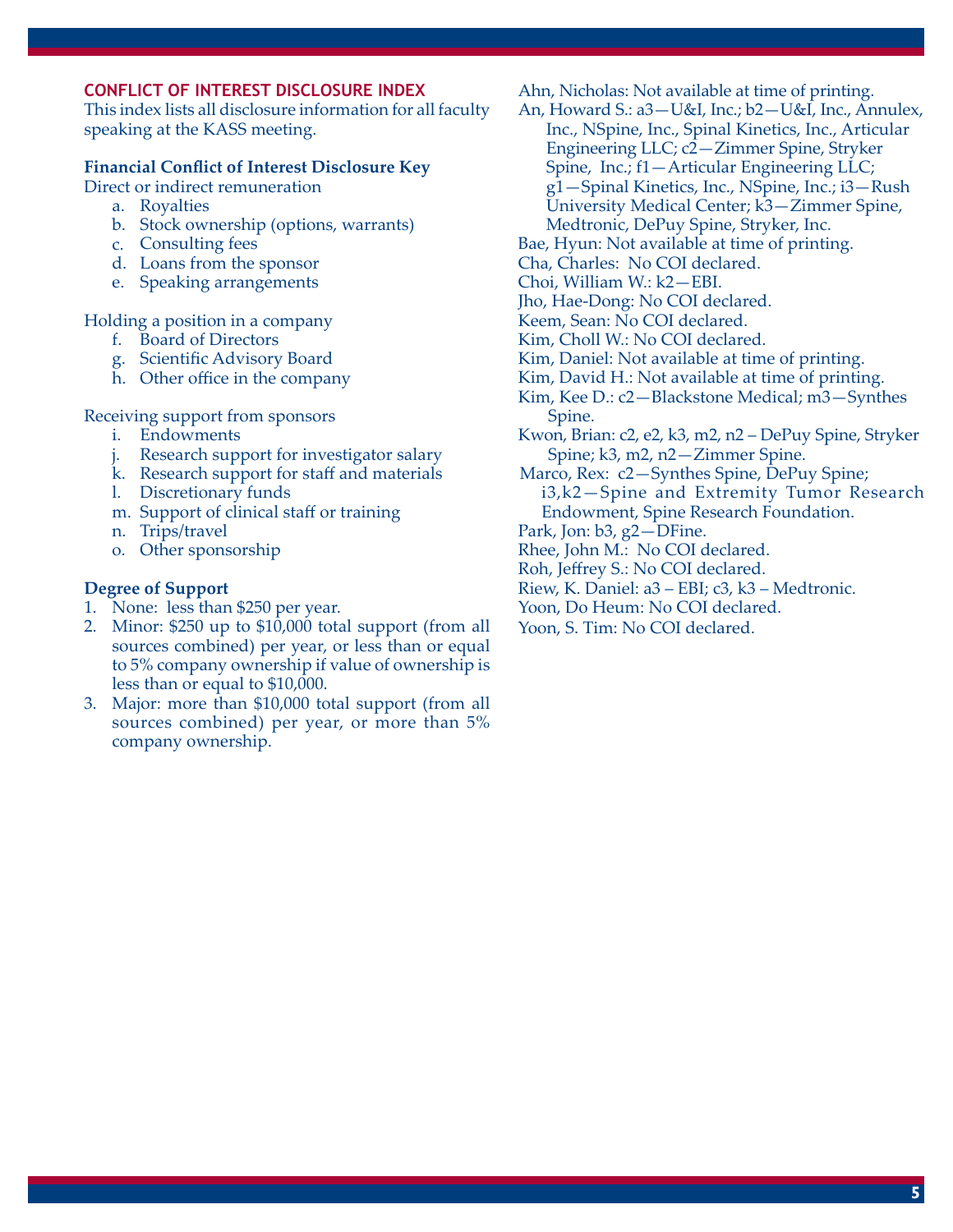## CONFLICT OF INTEREST DISCLOSURE INDEX

This index lists all disclosure information for all faculty speaking at the KASS meeting.

### Financial Conflict of Interest Disclosure Key

Direct or indirect remuneration

- a. Royalties
- b. Stock ownership (options, warrants)
- c. Consulting fees
- d. Loans from the sponsor
- e. Speaking arrangements

Holding a position in a company

- f. Board of Directors
- g. Scientific Advisory Board
- h. Other office in the company

Receiving support from sponsors

- i. Endowments
- j. Research support for investigator salary
- k. Research support for staff and materials
- l. Discretionary funds
- m. Support of clinical staff or training
- n. Trips/travel
- o. Other sponsorship

### Degree of Support

1. None: less than $250 per year.
2. Minor: $250 up to $10,000 total support (from all sources combined) per year, or less than or equal to 5% company ownership if value of ownership is less than or equal to $10,000.
3. Major: more than $10,000 total support (from all sources combined) per year, or more than 5% company ownership.

Ahn, Nicholas: Not available at time of printing.
An, Howard S.: a3—U&I, Inc.; b2—U&I, Inc., Annulex, Inc., NSpine, Inc., Spinal Kinetics, Inc., Articular Engineering LLC; c2—Zimmer Spine, Stryker Spine, Inc.; f1—Articular Engineering LLC; g1—Spinal Kinetics, Inc., NSpine, Inc.; i3—Rush University Medical Center; k3—Zimmer Spine, Medtronic, DePuy Spine, Stryker, Inc.
Bae, Hyun: Not available at time of printing.
Cha, Charles: No COI declared.
Choi, William W.: k2—EBI.
Jho, Hae-Dong: No COI declared.
Keem, Sean: No COI declared.
Kim, Choll W.: No COI declared.
Kim, Daniel: Not available at time of printing.
Kim, David H.: Not available at time of printing.
Kim, Kee D.: c2—Blackstone Medical; m3—Synthes Spine.
Kwon, Brian: c2, e2, k3, m2, n2 – DePuy Spine, Stryker Spine; k3, m2, n2—Zimmer Spine.
Marco, Rex: c2—Synthes Spine, DePuy Spine; i3,k2—Spine and Extremity Tumor Research Endowment, Spine Research Foundation.
Park, Jon: b3, g2—DFine.
Rhee, John M.: No COI declared.
Roh, Jeffrey S.: No COI declared.
Riew, K. Daniel: a3 – EBI; c3, k3 – Medtronic.
Yoon, Do Heum: No COI declared.
Yoon, S. Tim: No COI declared.